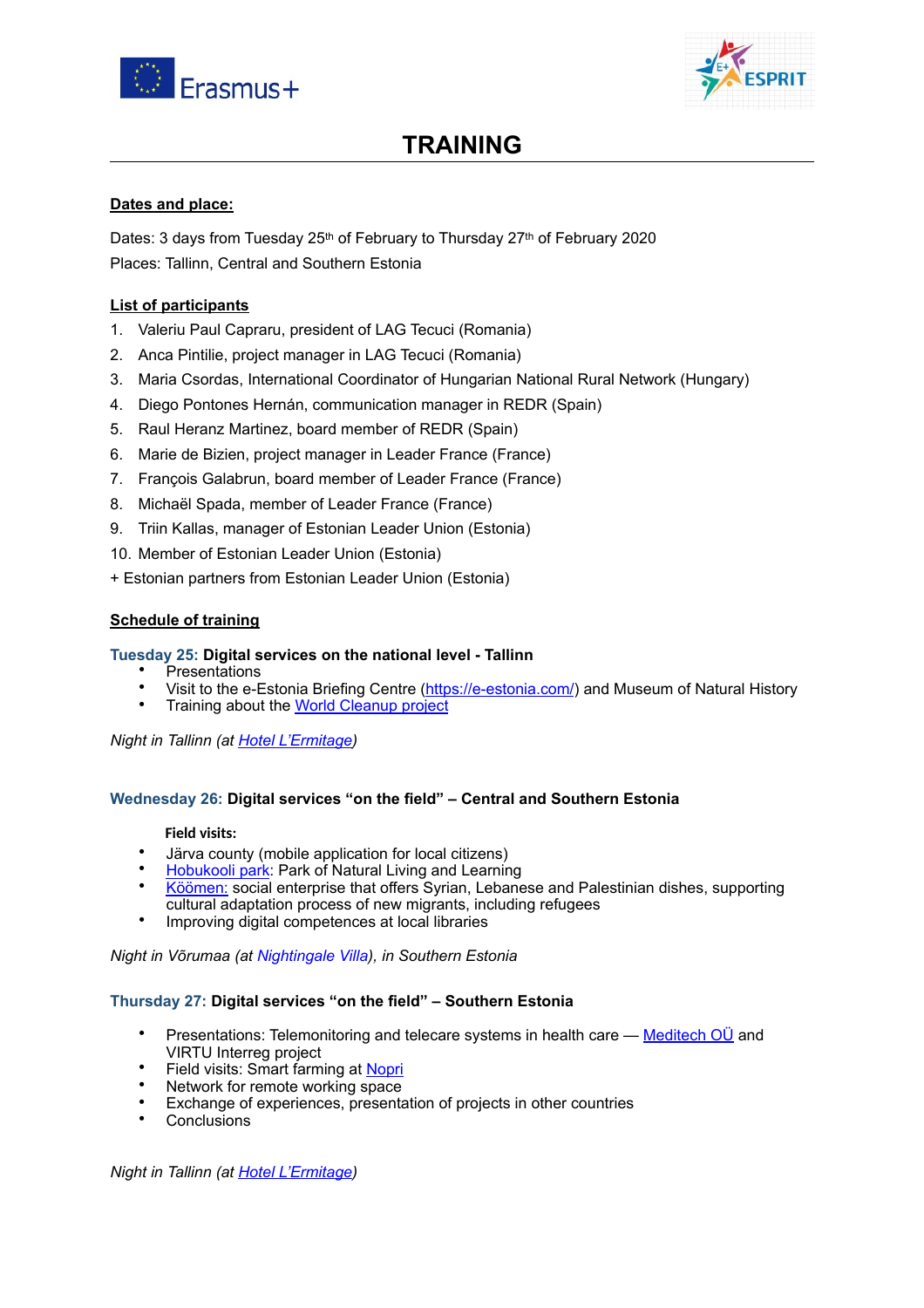# TRAINING

**Dates and place:**

Dates: 3 days from Tuesday 25th of February to Thursday 27th of February 2020

Places: Tallinn, Central and Southern Estonia

**List of participants**

1. Valeriu Paul Capraru, president of LAG Tecuci (Romania)
2. Anca Pintilie, project manager in LAG Tecuci (Romania)
3. Maria Csordas, International Coordinator of Hungarian National Rural Network (Hungary)
4. Diego Pontones Hernán, communication manager in REDR (Spain)
5. Raul Heranz Martinez, board member of REDR (Spain)
6. Marie de Bizien, project manager in Leader France (France)
7. François Galabrun, board member of Leader France (France)
8. Michaël Spada, member of Leader France (France)
9. Triin Kallas, manager of Estonian Leader Union (Estonia)
10. Member of Estonian Leader Union (Estonia)

\+ Estonian partners from Estonian Leader Union (Estonia)

**Schedule of training**

**Tuesday 25: Digital services on the national level - Tallinn**

- Presentations
- Visit to the e-Estonia Briefing Centre (https://e-estonia.com/) and Museum of Natural History
- Training about the World Cleanup project

*Night in Tallinn (at Hotel L'Ermitage)*

**Wednesday 26: Digital services "on the field" – Central and Southern Estonia**

**Field visits:**

- Järva county (mobile application for local citizens)
- Hobukooli park: Park of Natural Living and Learning
- Köömen: social enterprise that offers Syrian, Lebanese and Palestinian dishes, supporting cultural adaptation process of new migrants, including refugees
- Improving digital competences at local libraries

*Night in Võrumaa (at Nightingale Villa), in Southern Estonia*

**Thursday 27: Digital services "on the field" – Southern Estonia**

- Presentations: Telemonitoring and telecare systems in health care — Meditech OÜ and VIRTU Interreg project
- Field visits: Smart farming at Nopri
- Network for remote working space
- Exchange of experiences, presentation of projects in other countries
- Conclusions

*Night in Tallinn (at Hotel L'Ermitage)*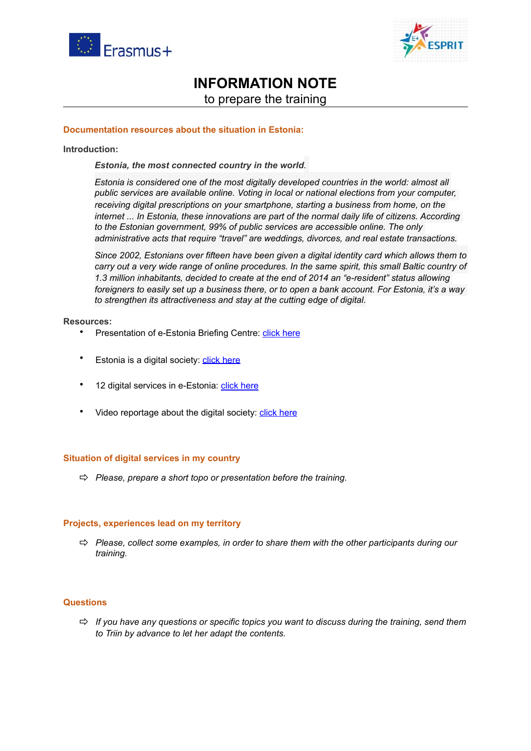# INFORMATION NOTE

to prepare the training

## Documentation resources about the situation in Estonia:

**Introduction:**

> ***Estonia, the most connected country in the world.***
>
> *Estonia is considered one of the most digitally developed countries in the world: almost all public services are available online. Voting in local or national elections from your computer, receiving digital prescriptions on your smartphone, starting a business from home, on the internet ... In Estonia, these innovations are part of the normal daily life of citizens. According to the Estonian government, 99% of public services are accessible online. The only administrative acts that require "travel" are weddings, divorces, and real estate transactions.*
>
> *Since 2002, Estonians over fifteen have been given a digital identity card which allows them to carry out a very wide range of online procedures. In the same spirit, this small Baltic country of 1.3 million inhabitants, decided to create at the end of 2014 an "e-resident" status allowing foreigners to easily set up a business there, or to open a bank account. For Estonia, it's a way to strengthen its attractiveness and stay at the cutting edge of digital.*

**Resources:**

- Presentation of e-Estonia Briefing Centre: click here
- Estonia is a digital society: click here
- 12 digital services in e-Estonia: click here
- Video reportage about the digital society: click here

## Situation of digital services in my country

⇨ *Please, prepare a short topo or presentation before the training.*

## Projects, experiences lead on my territory

⇨ *Please, collect some examples, in order to share them with the other participants during our training.*

## Questions

⇨ *If you have any questions or specific topics you want to discuss during the training, send them to Triin by advance to let her adapt the contents.*